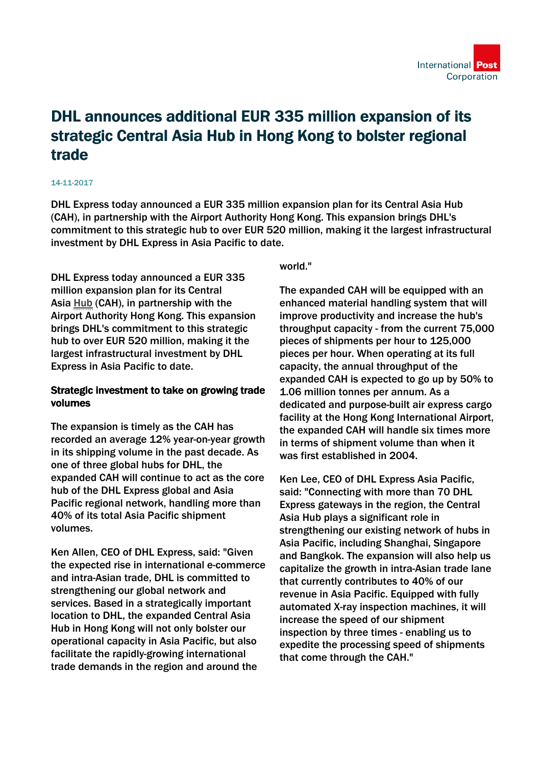# DHL announces additional EUR 335 million expansion of its strategic Central Asia Hub in Hong Kong to bolster regional trade

14-11-2017

**DHL Express today announced a EUR 335 million expansion plan for its Central Asia Hub (CAH), in partnership with the Airport Authority Hong Kong. This expansion brings DHL's commitment to this strategic hub to over EUR 520 million, making it the largest infrastructural investment by DHL Express in Asia Pacific to date.**

DHL Express today announced a EUR 335 million expansion plan for its Central Asia Hub (CAH), in partnership with the Airport Authority Hong Kong. This expansion brings DHL's commitment to this strategic hub to over EUR 520 million, making it the largest infrastructural investment by DHL Express in Asia Pacific to date.

**Strategic investment to take on growing trade volumes**

The expansion is timely as the CAH has recorded an average 12% year-on-year growth in its shipping volume in the past decade. As one of three global hubs for DHL, the expanded CAH will continue to act as the core hub of the DHL Express global and Asia Pacific regional network, handling more than 40% of its total Asia Pacific shipment volumes.

Ken Allen, CEO of DHL Express, said: "Given the expected rise in international e-commerce and intra-Asian trade, DHL is committed to strengthening our global network and services. Based in a strategically important location to DHL, the expanded Central Asia Hub in Hong Kong will not only bolster our operational capacity in Asia Pacific, but also facilitate the rapidly-growing international trade demands in the region and around the world."

The expanded CAH will be equipped with an enhanced material handling system that will improve productivity and increase the hub's throughput capacity - from the current 75,000 pieces of shipments per hour to 125,000 pieces per hour. When operating at its full capacity, the annual throughput of the expanded CAH is expected to go up by 50% to 1.06 million tonnes per annum. As a dedicated and purpose-built air express cargo facility at the Hong Kong International Airport, the expanded CAH will handle six times more in terms of shipment volume than when it was first established in 2004.

Ken Lee, CEO of DHL Express Asia Pacific, said: "Connecting with more than 70 DHL Express gateways in the region, the Central Asia Hub plays a significant role in strengthening our existing network of hubs in Asia Pacific, including Shanghai, Singapore and Bangkok. The expansion will also help us capitalize the growth in intra-Asian trade lane that currently contributes to 40% of our revenue in Asia Pacific. Equipped with fully automated X-ray inspection machines, it will increase the speed of our shipment inspection by three times - enabling us to expedite the processing speed of shipments that come through the CAH."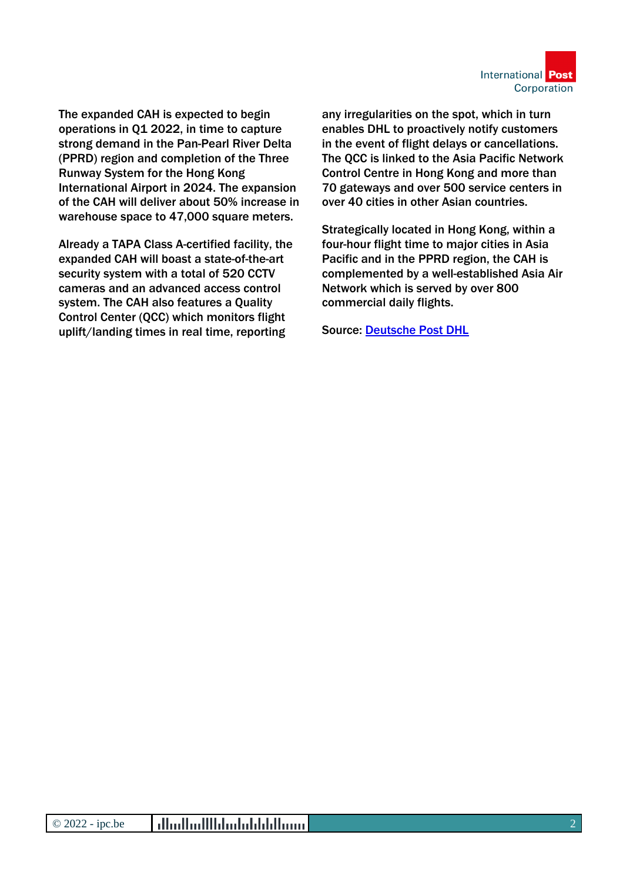The expanded CAH is expected to begin operations in Q1 2022, in time to capture strong demand in the Pan-Pearl River Delta (PPRD) region and completion of the Three Runway System for the Hong Kong International Airport in 2024. The expansion of the CAH will deliver about 50% increase in warehouse space to 47,000 square meters.

Already a TAPA Class A-certified facility, the expanded CAH will boast a state-of-the-art security system with a total of 520 CCTV cameras and an advanced access control system. The CAH also features a Quality Control Center (QCC) which monitors flight uplift/landing times in real time, reporting any irregularities on the spot, which in turn enables DHL to proactively notify customers in the event of flight delays or cancellations. The QCC is linked to the Asia Pacific Network Control Centre in Hong Kong and more than 70 gateways and over 500 service centers in over 40 cities in other Asian countries.

Strategically located in Hong Kong, within a four-hour flight time to major cities in Asia Pacific and in the PPRD region, the CAH is complemented by a well-established Asia Air Network which is served by over 800 commercial daily flights.

Source: [Deutsche Post DHL]